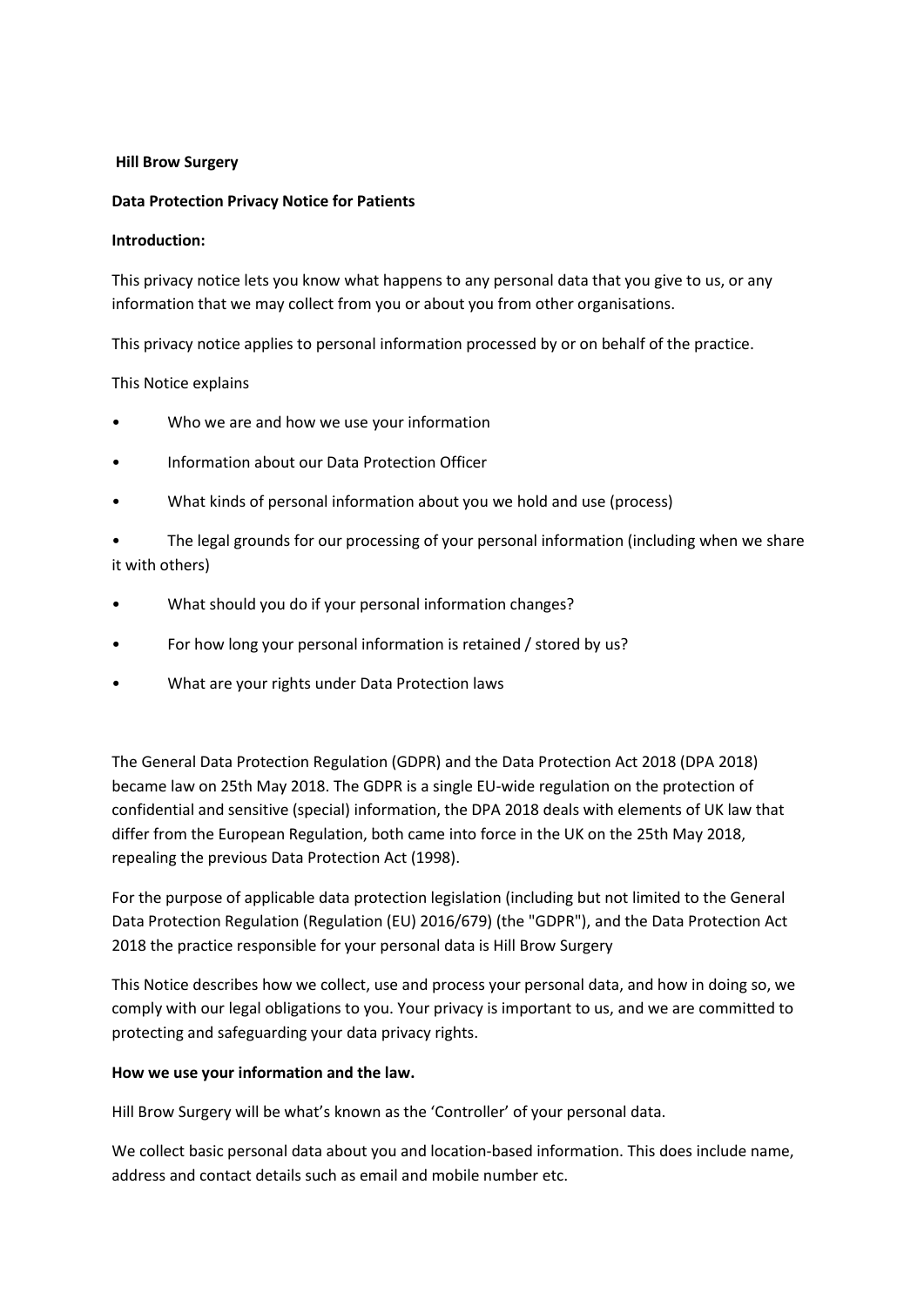**Hill Brow Surgery**

**Data Protection Privacy Notice for Patients**

**Introduction:**

This privacy notice lets you know what happens to any personal data that you give to us, or any information that we may collect from you or about you from other organisations.

This privacy notice applies to personal information processed by or on behalf of the practice.

This Notice explains

- Who we are and how we use your information
- Information about our Data Protection Officer
- What kinds of personal information about you we hold and use (process)
- The legal grounds for our processing of your personal information (including when we share it with others)
- What should you do if your personal information changes?
- For how long your personal information is retained / stored by us?
- What are your rights under Data Protection laws

The General Data Protection Regulation (GDPR) and the Data Protection Act 2018 (DPA 2018) became law on 25th May 2018. The GDPR is a single EU-wide regulation on the protection of confidential and sensitive (special) information, the DPA 2018 deals with elements of UK law that differ from the European Regulation, both came into force in the UK on the 25th May 2018, repealing the previous Data Protection Act (1998).

For the purpose of applicable data protection legislation (including but not limited to the General Data Protection Regulation (Regulation (EU) 2016/679) (the "GDPR"), and the Data Protection Act 2018 the practice responsible for your personal data is Hill Brow Surgery

This Notice describes how we collect, use and process your personal data, and how in doing so, we comply with our legal obligations to you. Your privacy is important to us, and we are committed to protecting and safeguarding your data privacy rights.

**How we use your information and the law.**

Hill Brow Surgery will be what's known as the 'Controller' of your personal data.

We collect basic personal data about you and location-based information. This does include name, address and contact details such as email and mobile number etc.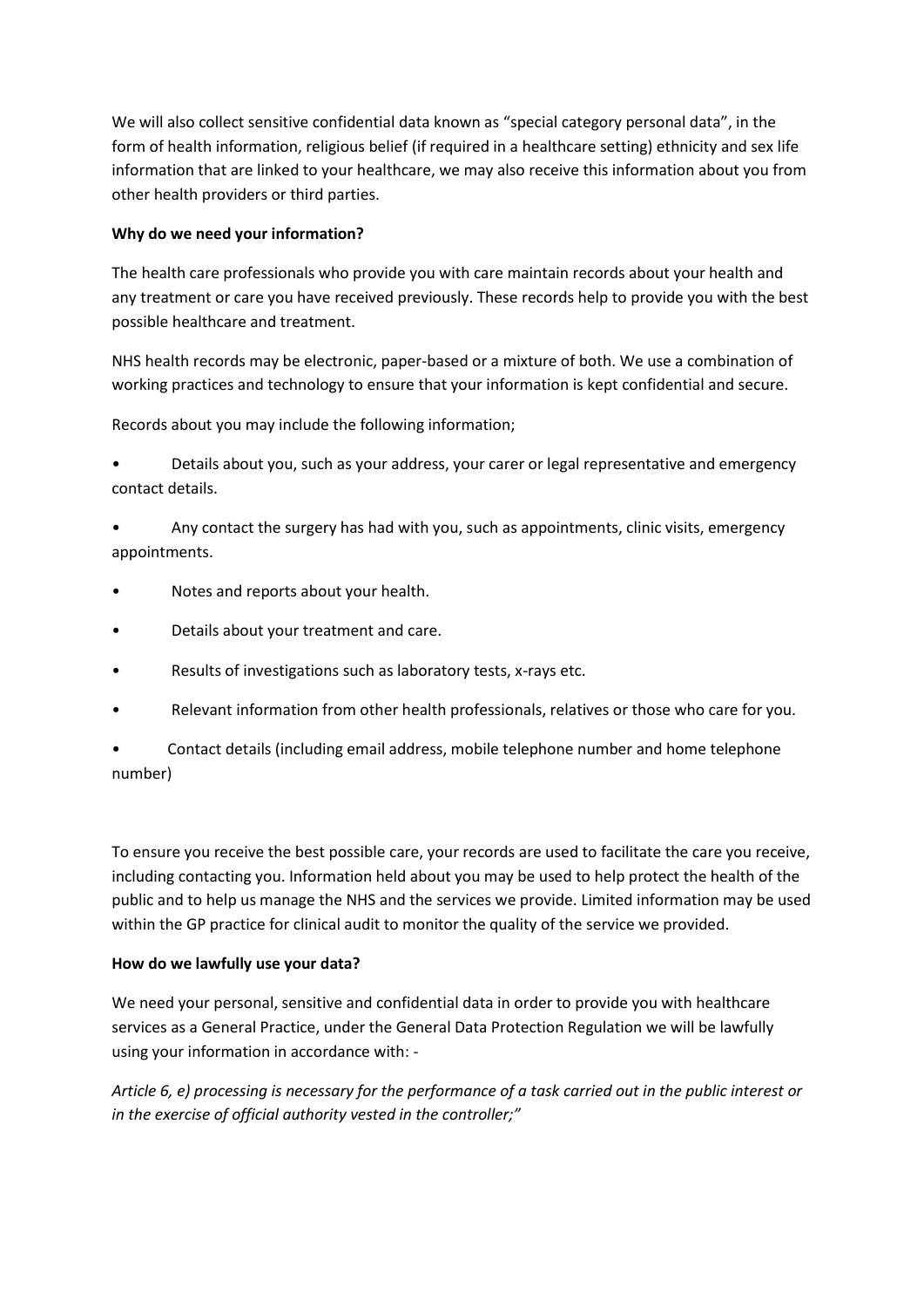We will also collect sensitive confidential data known as “special category personal data”, in the form of health information, religious belief (if required in a healthcare setting) ethnicity and sex life information that are linked to your healthcare, we may also receive this information about you from other health providers or third parties.

**Why do we need your information?**

The health care professionals who provide you with care maintain records about your health and any treatment or care you have received previously. These records help to provide you with the best possible healthcare and treatment.

NHS health records may be electronic, paper-based or a mixture of both. We use a combination of working practices and technology to ensure that your information is kept confidential and secure.

Records about you may include the following information;

- Details about you, such as your address, your carer or legal representative and emergency contact details.
- Any contact the surgery has had with you, such as appointments, clinic visits, emergency appointments.
- Notes and reports about your health.
- Details about your treatment and care.
- Results of investigations such as laboratory tests, x-rays etc.
- Relevant information from other health professionals, relatives or those who care for you.
- Contact details (including email address, mobile telephone number and home telephone number)

To ensure you receive the best possible care, your records are used to facilitate the care you receive, including contacting you. Information held about you may be used to help protect the health of the public and to help us manage the NHS and the services we provide. Limited information may be used within the GP practice for clinical audit to monitor the quality of the service we provided.

**How do we lawfully use your data?**

We need your personal, sensitive and confidential data in order to provide you with healthcare services as a General Practice, under the General Data Protection Regulation we will be lawfully using your information in accordance with: -

*Article 6, e) processing is necessary for the performance of a task carried out in the public interest or in the exercise of official authority vested in the controller;”*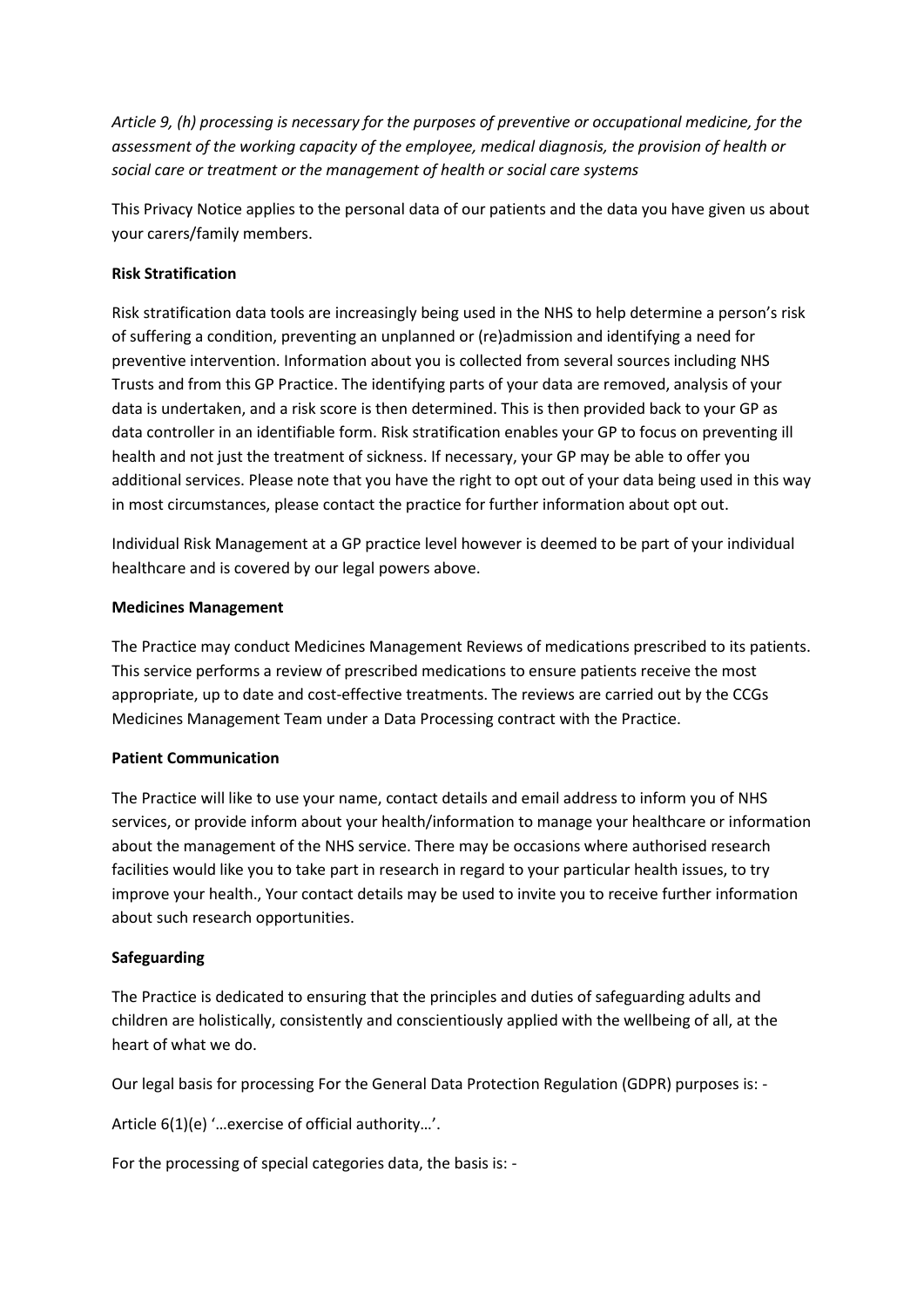*Article 9, (h) processing is necessary for the purposes of preventive or occupational medicine, for the assessment of the working capacity of the employee, medical diagnosis, the provision of health or social care or treatment or the management of health or social care systems*

This Privacy Notice applies to the personal data of our patients and the data you have given us about your carers/family members.

**Risk Stratification**

Risk stratification data tools are increasingly being used in the NHS to help determine a person's risk of suffering a condition, preventing an unplanned or (re)admission and identifying a need for preventive intervention. Information about you is collected from several sources including NHS Trusts and from this GP Practice. The identifying parts of your data are removed, analysis of your data is undertaken, and a risk score is then determined. This is then provided back to your GP as data controller in an identifiable form. Risk stratification enables your GP to focus on preventing ill health and not just the treatment of sickness. If necessary, your GP may be able to offer you additional services. Please note that you have the right to opt out of your data being used in this way in most circumstances, please contact the practice for further information about opt out.

Individual Risk Management at a GP practice level however is deemed to be part of your individual healthcare and is covered by our legal powers above.

**Medicines Management**

The Practice may conduct Medicines Management Reviews of medications prescribed to its patients. This service performs a review of prescribed medications to ensure patients receive the most appropriate, up to date and cost-effective treatments. The reviews are carried out by the CCGs Medicines Management Team under a Data Processing contract with the Practice.

**Patient Communication**

The Practice will like to use your name, contact details and email address to inform you of NHS services, or provide inform about your health/information to manage your healthcare or information about the management of the NHS service. There may be occasions where authorised research facilities would like you to take part in research in regard to your particular health issues, to try improve your health., Your contact details may be used to invite you to receive further information about such research opportunities.

**Safeguarding**

The Practice is dedicated to ensuring that the principles and duties of safeguarding adults and children are holistically, consistently and conscientiously applied with the wellbeing of all, at the heart of what we do.

Our legal basis for processing For the General Data Protection Regulation (GDPR) purposes is: -

Article 6(1)(e) '…exercise of official authority…'.

For the processing of special categories data, the basis is: -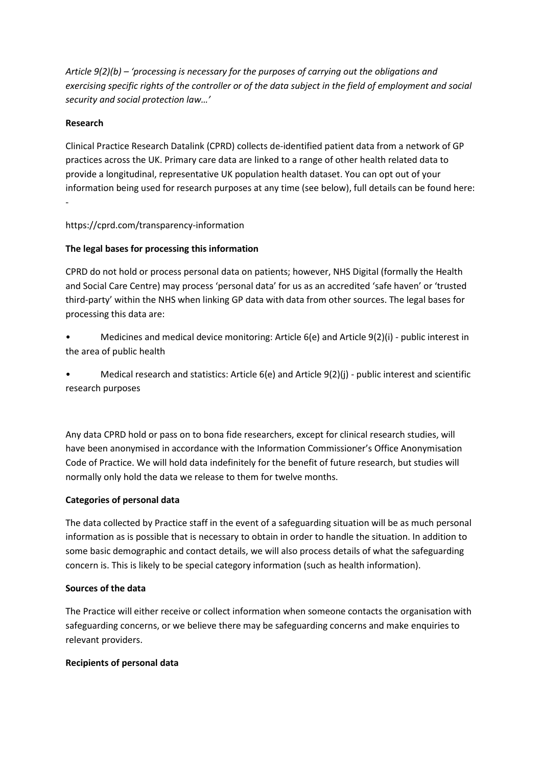*Article 9(2)(b) – 'processing is necessary for the purposes of carrying out the obligations and exercising specific rights of the controller or of the data subject in the field of employment and social security and social protection law…'*

**Research**

Clinical Practice Research Datalink (CPRD) collects de-identified patient data from a network of GP practices across the UK. Primary care data are linked to a range of other health related data to provide a longitudinal, representative UK population health dataset. You can opt out of your information being used for research purposes at any time (see below), full details can be found here: -

https://cprd.com/transparency-information

**The legal bases for processing this information**

CPRD do not hold or process personal data on patients; however, NHS Digital (formally the Health and Social Care Centre) may process 'personal data' for us as an accredited 'safe haven' or 'trusted third-party' within the NHS when linking GP data with data from other sources. The legal bases for processing this data are:

- Medicines and medical device monitoring: Article 6(e) and Article 9(2)(i) - public interest in the area of public health
- Medical research and statistics: Article 6(e) and Article 9(2)(j) - public interest and scientific research purposes

Any data CPRD hold or pass on to bona fide researchers, except for clinical research studies, will have been anonymised in accordance with the Information Commissioner's Office Anonymisation Code of Practice. We will hold data indefinitely for the benefit of future research, but studies will normally only hold the data we release to them for twelve months.

**Categories of personal data**

The data collected by Practice staff in the event of a safeguarding situation will be as much personal information as is possible that is necessary to obtain in order to handle the situation. In addition to some basic demographic and contact details, we will also process details of what the safeguarding concern is. This is likely to be special category information (such as health information).

**Sources of the data**

The Practice will either receive or collect information when someone contacts the organisation with safeguarding concerns, or we believe there may be safeguarding concerns and make enquiries to relevant providers.

**Recipients of personal data**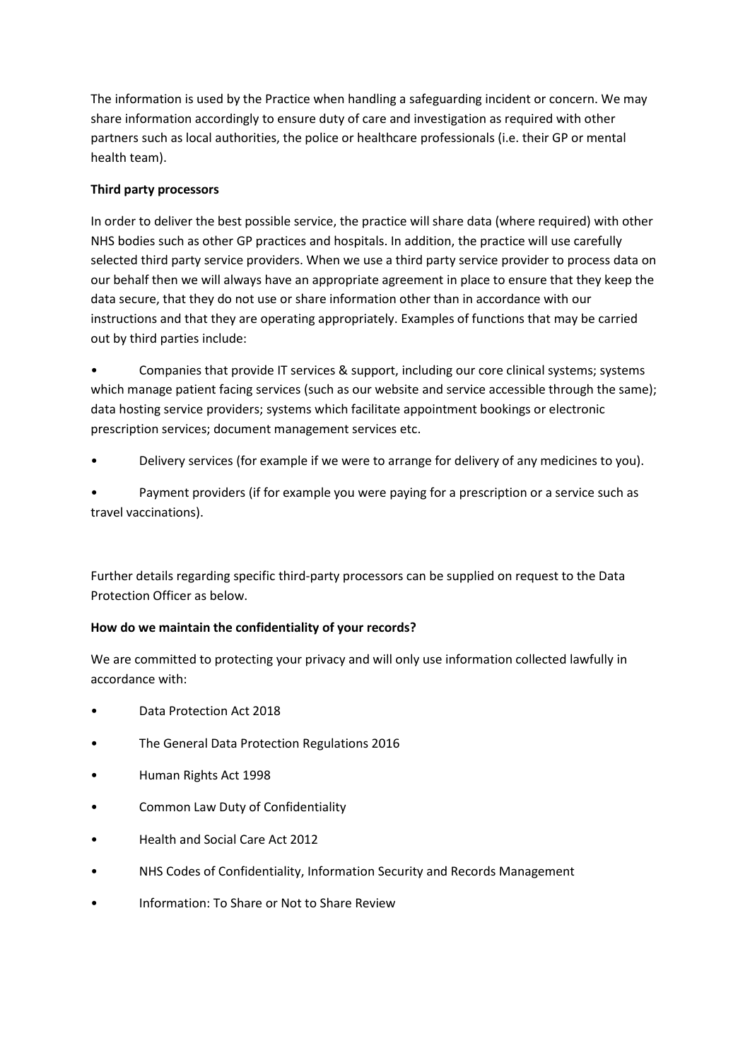The information is used by the Practice when handling a safeguarding incident or concern. We may share information accordingly to ensure duty of care and investigation as required with other partners such as local authorities, the police or healthcare professionals (i.e. their GP or mental health team).

**Third party processors**

In order to deliver the best possible service, the practice will share data (where required) with other NHS bodies such as other GP practices and hospitals. In addition, the practice will use carefully selected third party service providers. When we use a third party service provider to process data on our behalf then we will always have an appropriate agreement in place to ensure that they keep the data secure, that they do not use or share information other than in accordance with our instructions and that they are operating appropriately. Examples of functions that may be carried out by third parties include:

- Companies that provide IT services & support, including our core clinical systems; systems which manage patient facing services (such as our website and service accessible through the same); data hosting service providers; systems which facilitate appointment bookings or electronic prescription services; document management services etc.
- Delivery services (for example if we were to arrange for delivery of any medicines to you).
- Payment providers (if for example you were paying for a prescription or a service such as travel vaccinations).

Further details regarding specific third-party processors can be supplied on request to the Data Protection Officer as below.

**How do we maintain the confidentiality of your records?**

We are committed to protecting your privacy and will only use information collected lawfully in accordance with:

- Data Protection Act 2018
- The General Data Protection Regulations 2016
- Human Rights Act 1998
- Common Law Duty of Confidentiality
- Health and Social Care Act 2012
- NHS Codes of Confidentiality, Information Security and Records Management
- Information: To Share or Not to Share Review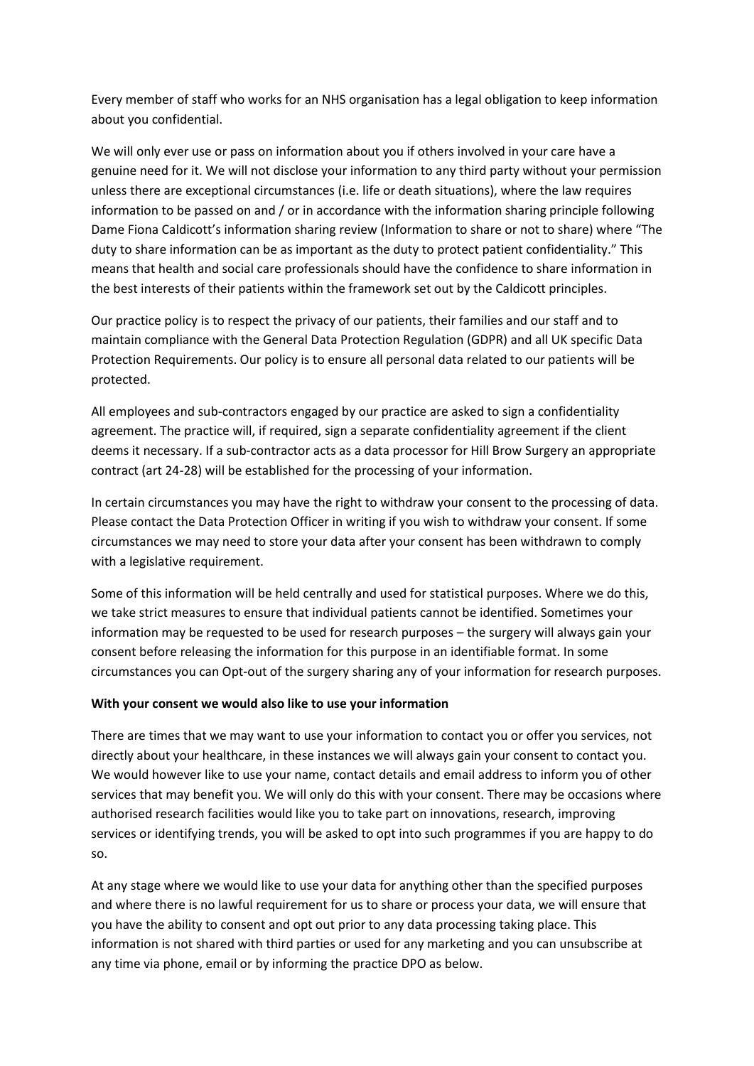Every member of staff who works for an NHS organisation has a legal obligation to keep information about you confidential.

We will only ever use or pass on information about you if others involved in your care have a genuine need for it. We will not disclose your information to any third party without your permission unless there are exceptional circumstances (i.e. life or death situations), where the law requires information to be passed on and / or in accordance with the information sharing principle following Dame Fiona Caldicott's information sharing review (Information to share or not to share) where "The duty to share information can be as important as the duty to protect patient confidentiality." This means that health and social care professionals should have the confidence to share information in the best interests of their patients within the framework set out by the Caldicott principles.

Our practice policy is to respect the privacy of our patients, their families and our staff and to maintain compliance with the General Data Protection Regulation (GDPR) and all UK specific Data Protection Requirements. Our policy is to ensure all personal data related to our patients will be protected.

All employees and sub-contractors engaged by our practice are asked to sign a confidentiality agreement. The practice will, if required, sign a separate confidentiality agreement if the client deems it necessary. If a sub-contractor acts as a data processor for Hill Brow Surgery an appropriate contract (art 24-28) will be established for the processing of your information.

In certain circumstances you may have the right to withdraw your consent to the processing of data. Please contact the Data Protection Officer in writing if you wish to withdraw your consent. If some circumstances we may need to store your data after your consent has been withdrawn to comply with a legislative requirement.

Some of this information will be held centrally and used for statistical purposes. Where we do this, we take strict measures to ensure that individual patients cannot be identified. Sometimes your information may be requested to be used for research purposes – the surgery will always gain your consent before releasing the information for this purpose in an identifiable format. In some circumstances you can Opt-out of the surgery sharing any of your information for research purposes.

**With your consent we would also like to use your information**

There are times that we may want to use your information to contact you or offer you services, not directly about your healthcare, in these instances we will always gain your consent to contact you. We would however like to use your name, contact details and email address to inform you of other services that may benefit you. We will only do this with your consent. There may be occasions where authorised research facilities would like you to take part on innovations, research, improving services or identifying trends, you will be asked to opt into such programmes if you are happy to do so.

At any stage where we would like to use your data for anything other than the specified purposes and where there is no lawful requirement for us to share or process your data, we will ensure that you have the ability to consent and opt out prior to any data processing taking place. This information is not shared with third parties or used for any marketing and you can unsubscribe at any time via phone, email or by informing the practice DPO as below.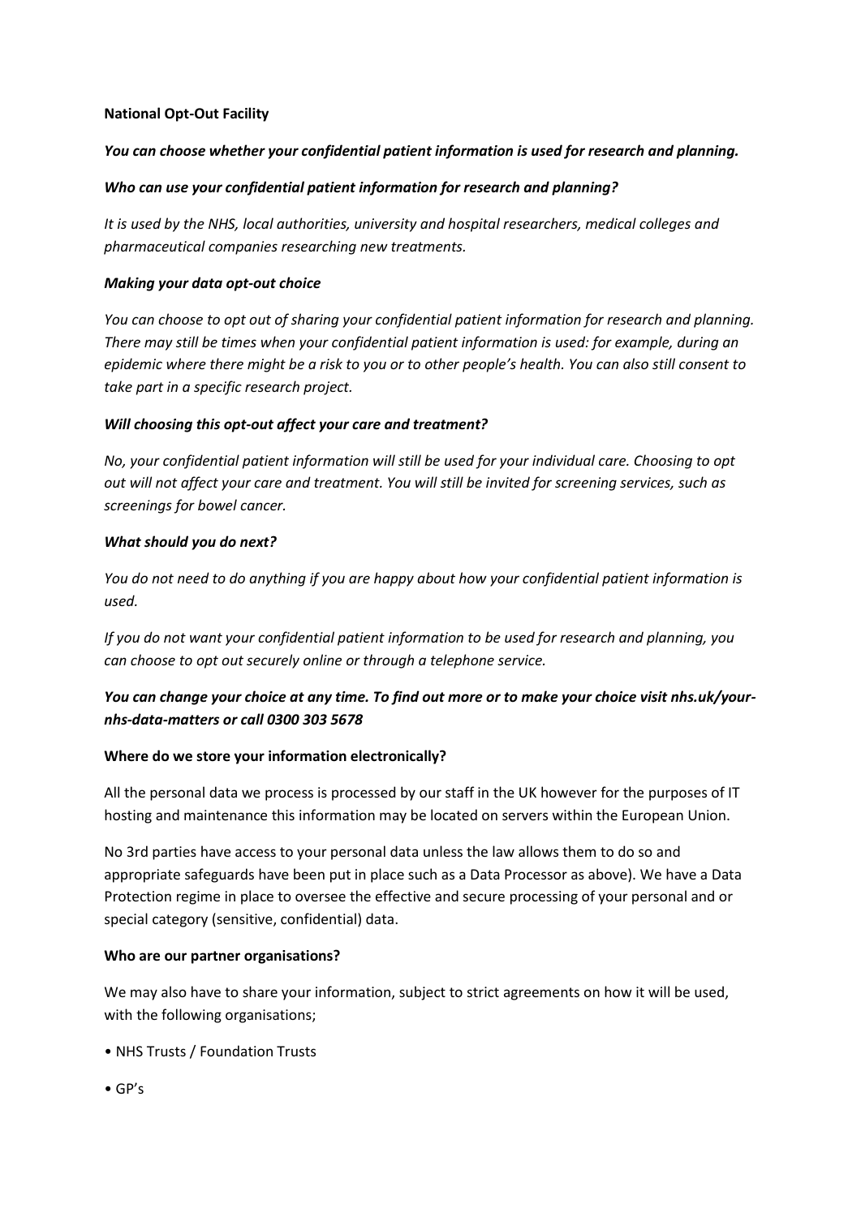**National Opt-Out Facility**

***You can choose whether your confidential patient information is used for research and planning.***

***Who can use your confidential patient information for research and planning?***

*It is used by the NHS, local authorities, university and hospital researchers, medical colleges and pharmaceutical companies researching new treatments.*

***Making your data opt-out choice***

*You can choose to opt out of sharing your confidential patient information for research and planning. There may still be times when your confidential patient information is used: for example, during an epidemic where there might be a risk to you or to other people's health. You can also still consent to take part in a specific research project.*

***Will choosing this opt-out affect your care and treatment?***

*No, your confidential patient information will still be used for your individual care. Choosing to opt out will not affect your care and treatment. You will still be invited for screening services, such as screenings for bowel cancer.*

***What should you do next?***

*You do not need to do anything if you are happy about how your confidential patient information is used.*

*If you do not want your confidential patient information to be used for research and planning, you can choose to opt out securely online or through a telephone service.*

***You can change your choice at any time. To find out more or to make your choice visit nhs.uk/your-nhs-data-matters or call 0300 303 5678***

**Where do we store your information electronically?**

All the personal data we process is processed by our staff in the UK however for the purposes of IT hosting and maintenance this information may be located on servers within the European Union.

No 3rd parties have access to your personal data unless the law allows them to do so and appropriate safeguards have been put in place such as a Data Processor as above). We have a Data Protection regime in place to oversee the effective and secure processing of your personal and or special category (sensitive, confidential) data.

**Who are our partner organisations?**

We may also have to share your information, subject to strict agreements on how it will be used, with the following organisations;

- NHS Trusts / Foundation Trusts
- GP's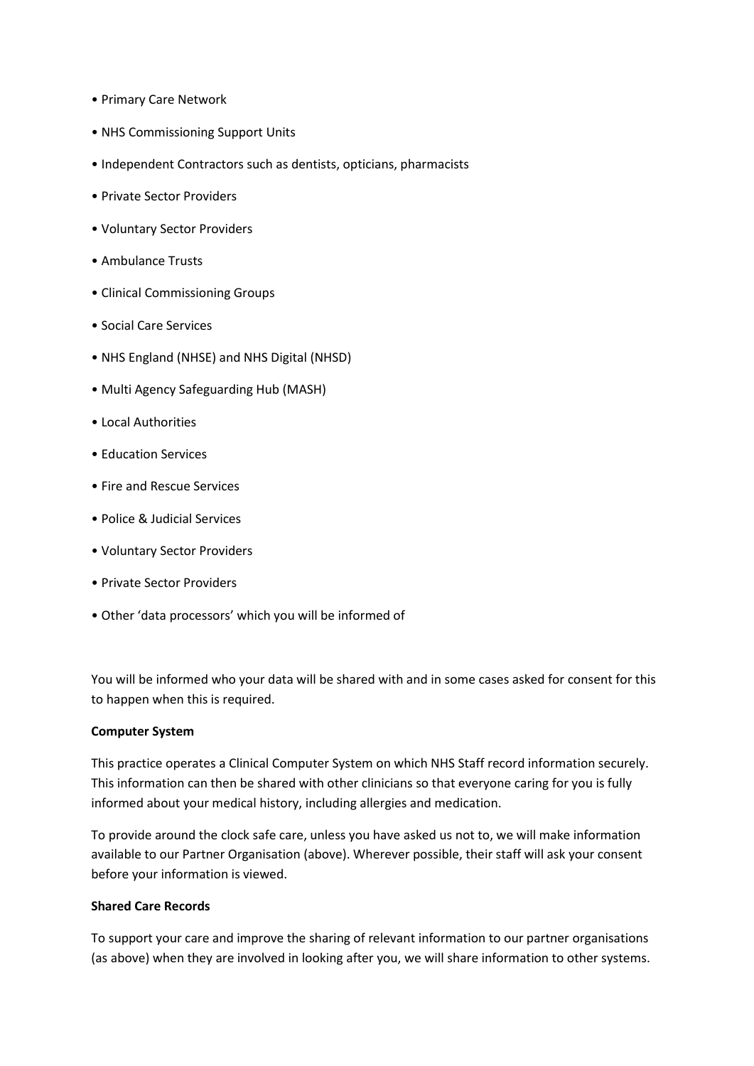- Primary Care Network
- NHS Commissioning Support Units
- Independent Contractors such as dentists, opticians, pharmacists
- Private Sector Providers
- Voluntary Sector Providers
- Ambulance Trusts
- Clinical Commissioning Groups
- Social Care Services
- NHS England (NHSE) and NHS Digital (NHSD)
- Multi Agency Safeguarding Hub (MASH)
- Local Authorities
- Education Services
- Fire and Rescue Services
- Police & Judicial Services
- Voluntary Sector Providers
- Private Sector Providers
- Other 'data processors' which you will be informed of

You will be informed who your data will be shared with and in some cases asked for consent for this to happen when this is required.

**Computer System**

This practice operates a Clinical Computer System on which NHS Staff record information securely. This information can then be shared with other clinicians so that everyone caring for you is fully informed about your medical history, including allergies and medication.

To provide around the clock safe care, unless you have asked us not to, we will make information available to our Partner Organisation (above). Wherever possible, their staff will ask your consent before your information is viewed.

**Shared Care Records**

To support your care and improve the sharing of relevant information to our partner organisations (as above) when they are involved in looking after you, we will share information to other systems.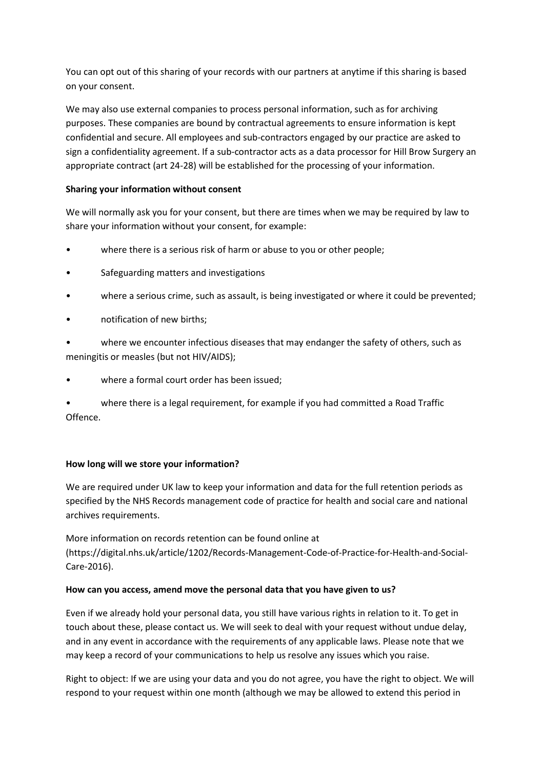You can opt out of this sharing of your records with our partners at anytime if this sharing is based on your consent.

We may also use external companies to process personal information, such as for archiving purposes. These companies are bound by contractual agreements to ensure information is kept confidential and secure. All employees and sub-contractors engaged by our practice are asked to sign a confidentiality agreement. If a sub-contractor acts as a data processor for Hill Brow Surgery an appropriate contract (art 24-28) will be established for the processing of your information.

**Sharing your information without consent**

We will normally ask you for your consent, but there are times when we may be required by law to share your information without your consent, for example:

- where there is a serious risk of harm or abuse to you or other people;
- Safeguarding matters and investigations
- where a serious crime, such as assault, is being investigated or where it could be prevented;
- notification of new births;
- where we encounter infectious diseases that may endanger the safety of others, such as meningitis or measles (but not HIV/AIDS);
- where a formal court order has been issued;
- where there is a legal requirement, for example if you had committed a Road Traffic Offence.

**How long will we store your information?**

We are required under UK law to keep your information and data for the full retention periods as specified by the NHS Records management code of practice for health and social care and national archives requirements.

More information on records retention can be found online at (https://digital.nhs.uk/article/1202/Records-Management-Code-of-Practice-for-Health-and-Social-Care-2016).

**How can you access, amend move the personal data that you have given to us?**

Even if we already hold your personal data, you still have various rights in relation to it. To get in touch about these, please contact us. We will seek to deal with your request without undue delay, and in any event in accordance with the requirements of any applicable laws. Please note that we may keep a record of your communications to help us resolve any issues which you raise.

Right to object: If we are using your data and you do not agree, you have the right to object. We will respond to your request within one month (although we may be allowed to extend this period in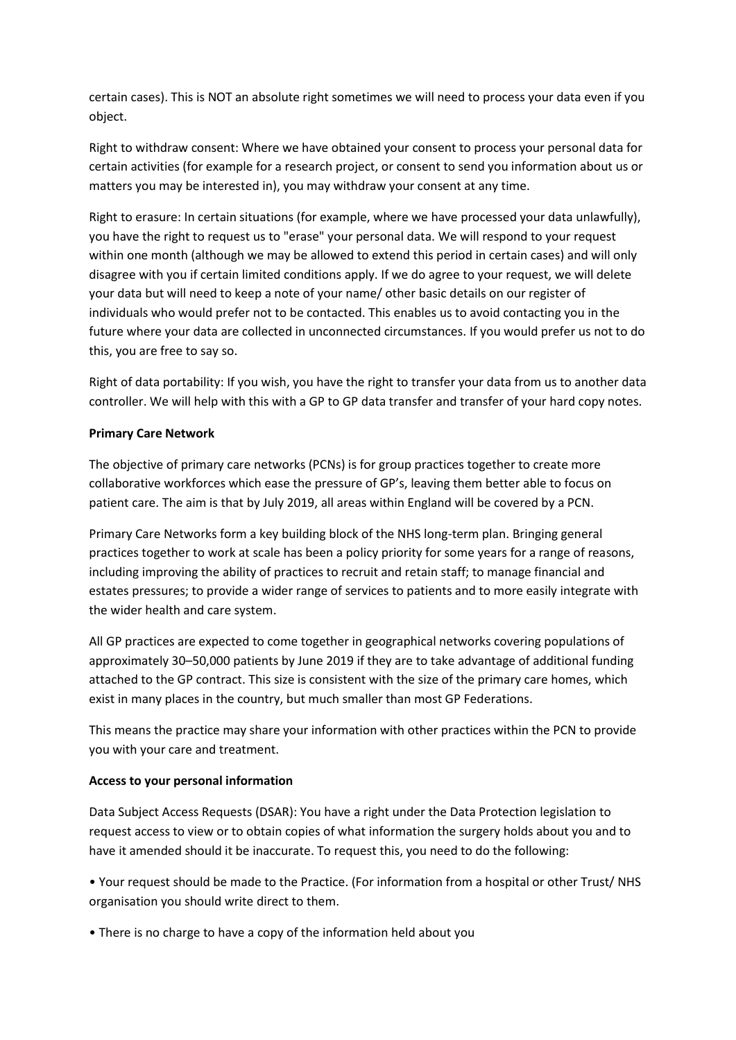certain cases). This is NOT an absolute right sometimes we will need to process your data even if you object.

Right to withdraw consent: Where we have obtained your consent to process your personal data for certain activities (for example for a research project, or consent to send you information about us or matters you may be interested in), you may withdraw your consent at any time.

Right to erasure: In certain situations (for example, where we have processed your data unlawfully), you have the right to request us to "erase" your personal data. We will respond to your request within one month (although we may be allowed to extend this period in certain cases) and will only disagree with you if certain limited conditions apply. If we do agree to your request, we will delete your data but will need to keep a note of your name/ other basic details on our register of individuals who would prefer not to be contacted. This enables us to avoid contacting you in the future where your data are collected in unconnected circumstances. If you would prefer us not to do this, you are free to say so.

Right of data portability: If you wish, you have the right to transfer your data from us to another data controller. We will help with this with a GP to GP data transfer and transfer of your hard copy notes.

**Primary Care Network**

The objective of primary care networks (PCNs) is for group practices together to create more collaborative workforces which ease the pressure of GP's, leaving them better able to focus on patient care. The aim is that by July 2019, all areas within England will be covered by a PCN.

Primary Care Networks form a key building block of the NHS long-term plan. Bringing general practices together to work at scale has been a policy priority for some years for a range of reasons, including improving the ability of practices to recruit and retain staff; to manage financial and estates pressures; to provide a wider range of services to patients and to more easily integrate with the wider health and care system.

All GP practices are expected to come together in geographical networks covering populations of approximately 30–50,000 patients by June 2019 if they are to take advantage of additional funding attached to the GP contract. This size is consistent with the size of the primary care homes, which exist in many places in the country, but much smaller than most GP Federations.

This means the practice may share your information with other practices within the PCN to provide you with your care and treatment.

**Access to your personal information**

Data Subject Access Requests (DSAR): You have a right under the Data Protection legislation to request access to view or to obtain copies of what information the surgery holds about you and to have it amended should it be inaccurate. To request this, you need to do the following:

• Your request should be made to the Practice. (For information from a hospital or other Trust/ NHS organisation you should write direct to them.

• There is no charge to have a copy of the information held about you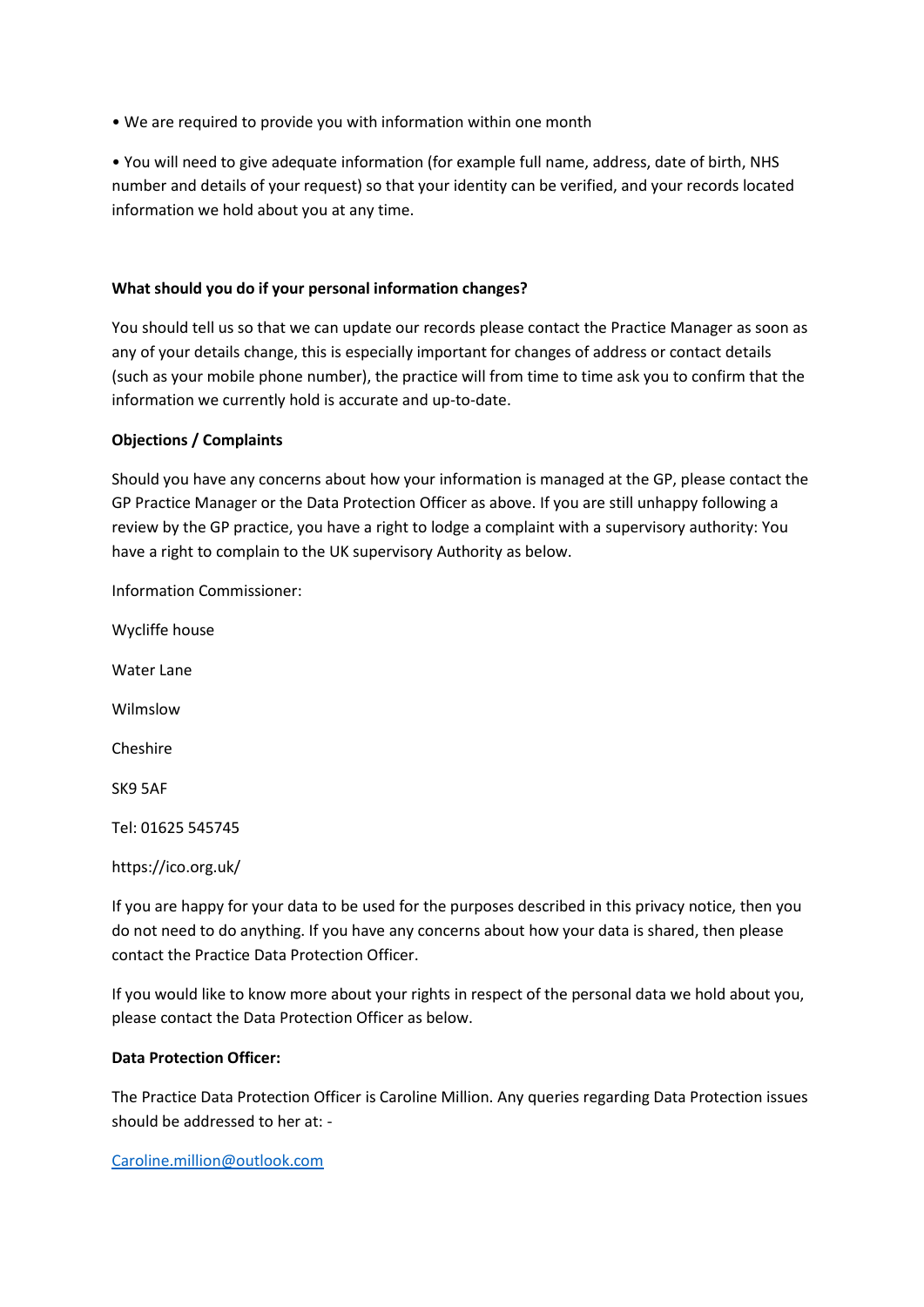- We are required to provide you with information within one month
- You will need to give adequate information (for example full name, address, date of birth, NHS number and details of your request) so that your identity can be verified, and your records located information we hold about you at any time.

**What should you do if your personal information changes?**

You should tell us so that we can update our records please contact the Practice Manager as soon as any of your details change, this is especially important for changes of address or contact details (such as your mobile phone number), the practice will from time to time ask you to confirm that the information we currently hold is accurate and up-to-date.

**Objections / Complaints**

Should you have any concerns about how your information is managed at the GP, please contact the GP Practice Manager or the Data Protection Officer as above. If you are still unhappy following a review by the GP practice, you have a right to lodge a complaint with a supervisory authority: You have a right to complain to the UK supervisory Authority as below.

Information Commissioner:

Wycliffe house

Water Lane

Wilmslow

Cheshire

SK9 5AF

Tel: 01625 545745

https://ico.org.uk/

If you are happy for your data to be used for the purposes described in this privacy notice, then you do not need to do anything. If you have any concerns about how your data is shared, then please contact the Practice Data Protection Officer.

If you would like to know more about your rights in respect of the personal data we hold about you, please contact the Data Protection Officer as below.

**Data Protection Officer:**

The Practice Data Protection Officer is Caroline Million. Any queries regarding Data Protection issues should be addressed to her at: -

Caroline.million@outlook.com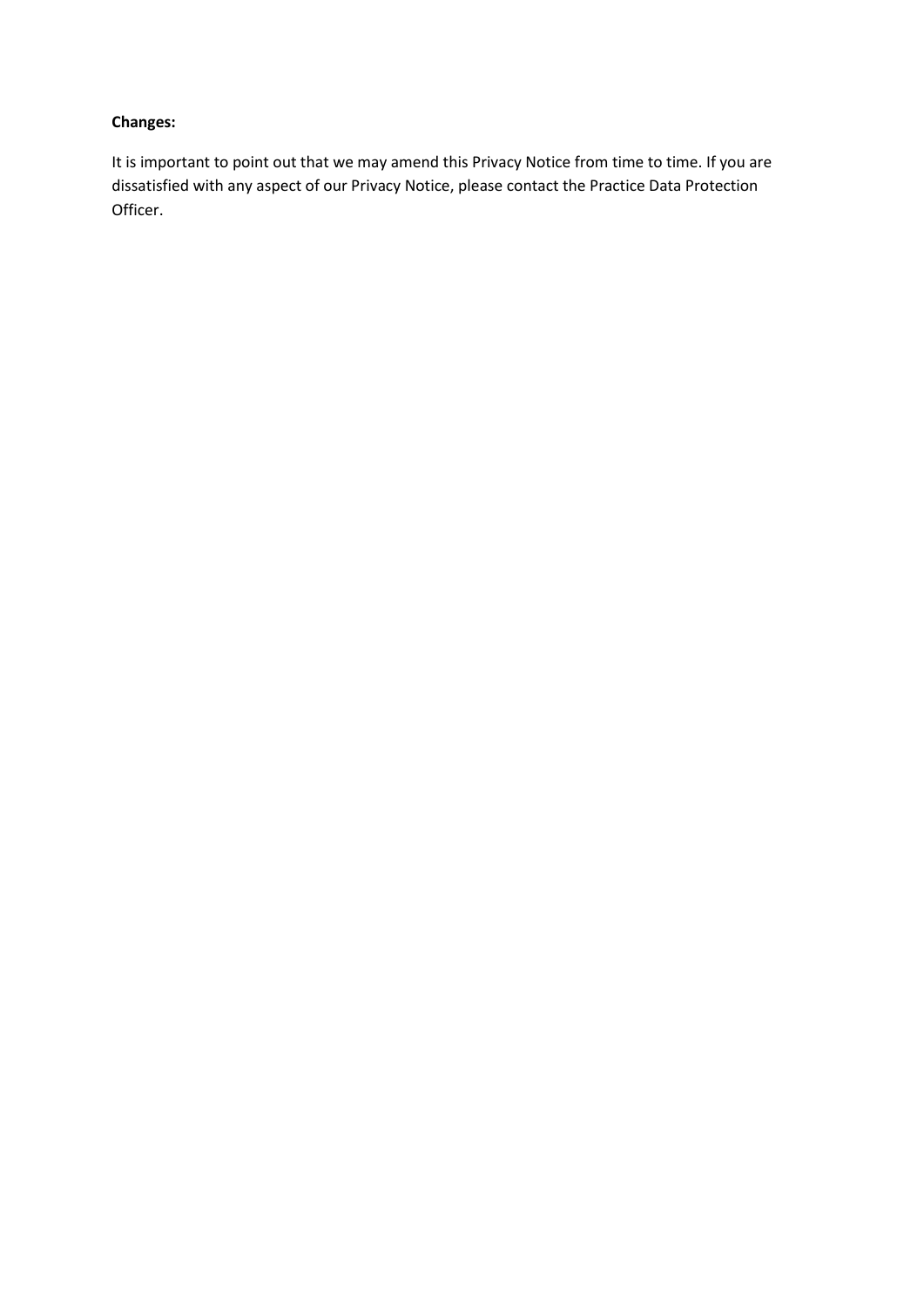**Changes:**

It is important to point out that we may amend this Privacy Notice from time to time. If you are dissatisfied with any aspect of our Privacy Notice, please contact the Practice Data Protection Officer.